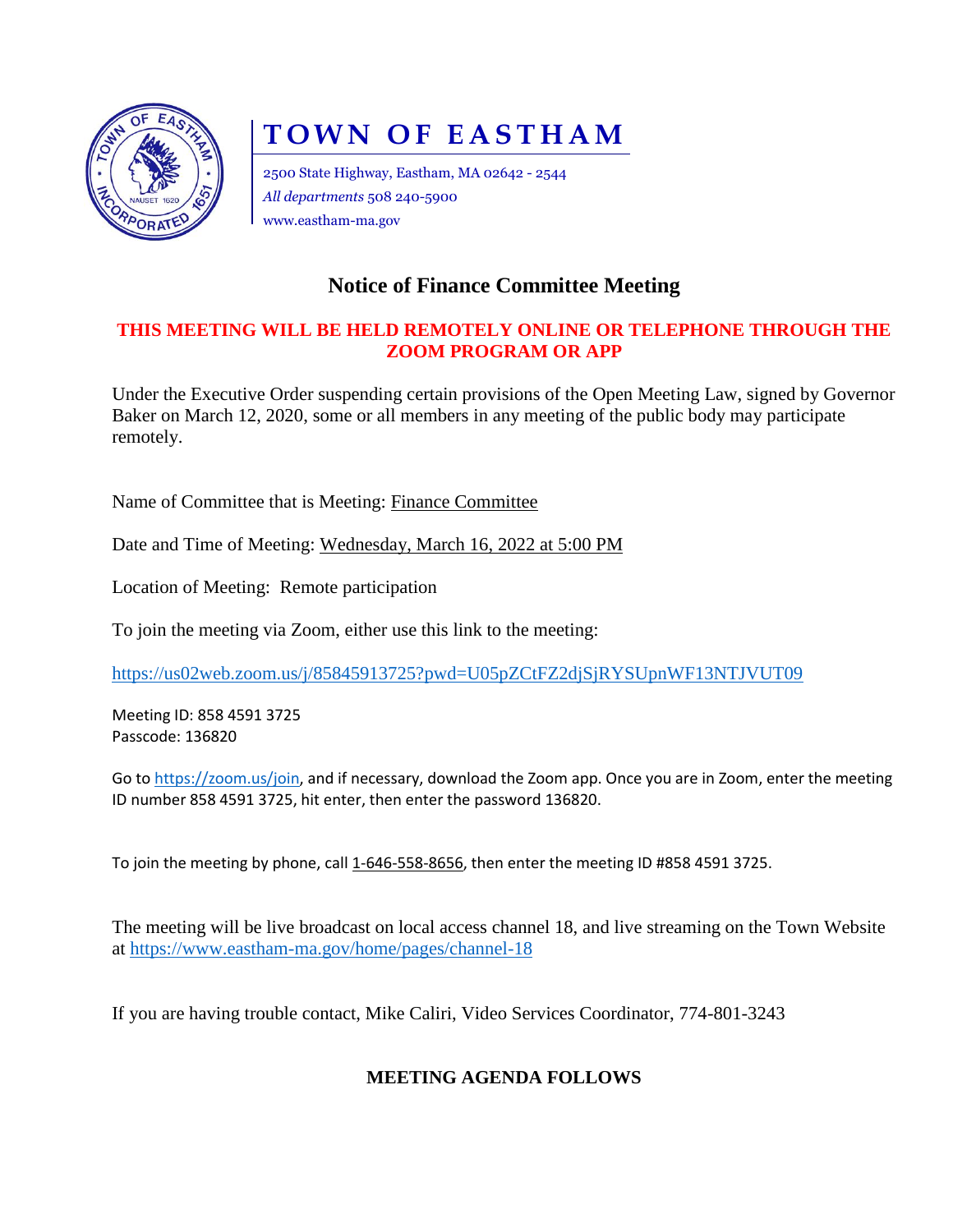# TOWN OF EASTHAM

2500 State Highway, Eastham, MA 02642 - 2544
*All departments* 508 240-5900
www.eastham-ma.gov

## Notice of Finance Committee Meeting

**THIS MEETING WILL BE HELD REMOTELY ONLINE OR TELEPHONE THROUGH THE ZOOM PROGRAM OR APP**

Under the Executive Order suspending certain provisions of the Open Meeting Law, signed by Governor Baker on March 12, 2020, some or all members in any meeting of the public body may participate remotely.

Name of Committee that is Meeting: Finance Committee

Date and Time of Meeting: Wednesday, March 16, 2022 at 5:00 PM

Location of Meeting: Remote participation

To join the meeting via Zoom, either use this link to the meeting:

https://us02web.zoom.us/j/85845913725?pwd=U05pZCtFZ2djSjRYSUpnWF13NTJVUT09

Meeting ID: 858 4591 3725
Passcode: 136820

Go to https://zoom.us/join, and if necessary, download the Zoom app. Once you are in Zoom, enter the meeting ID number 858 4591 3725, hit enter, then enter the password 136820.

To join the meeting by phone, call 1-646-558-8656, then enter the meeting ID #858 4591 3725.

The meeting will be live broadcast on local access channel 18, and live streaming on the Town Website at https://www.eastham-ma.gov/home/pages/channel-18

If you are having trouble contact, Mike Caliri, Video Services Coordinator, 774-801-3243

**MEETING AGENDA FOLLOWS**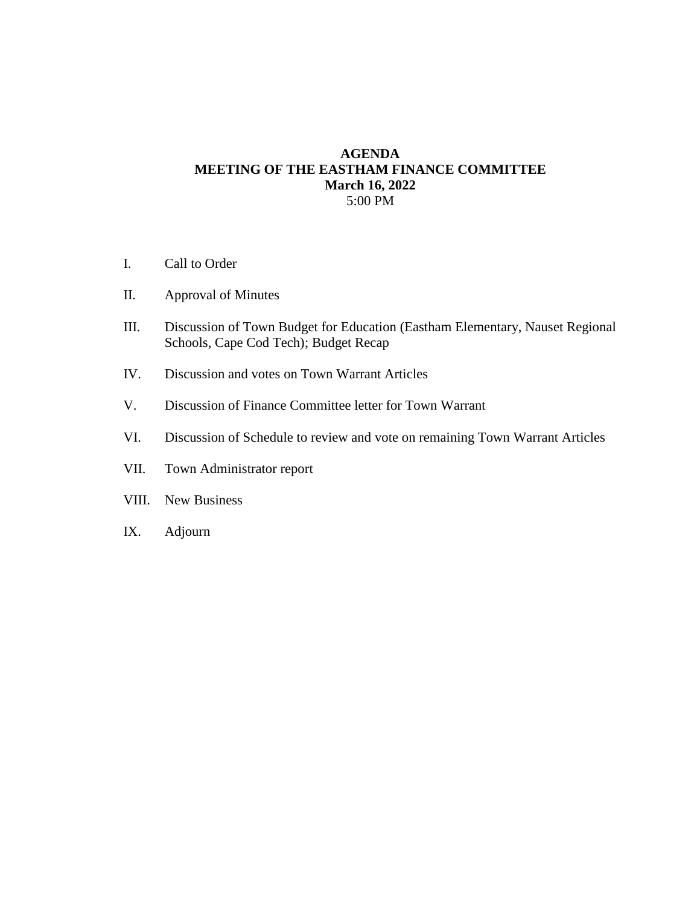# AGENDA
# MEETING OF THE EASTHAM FINANCE COMMITTEE
## March 16, 2022
5:00 PM

I. Call to Order

II. Approval of Minutes

III. Discussion of Town Budget for Education (Eastham Elementary, Nauset Regional Schools, Cape Cod Tech); Budget Recap

IV. Discussion and votes on Town Warrant Articles

V. Discussion of Finance Committee letter for Town Warrant

VI. Discussion of Schedule to review and vote on remaining Town Warrant Articles

VII. Town Administrator report

VIII. New Business

IX. Adjourn